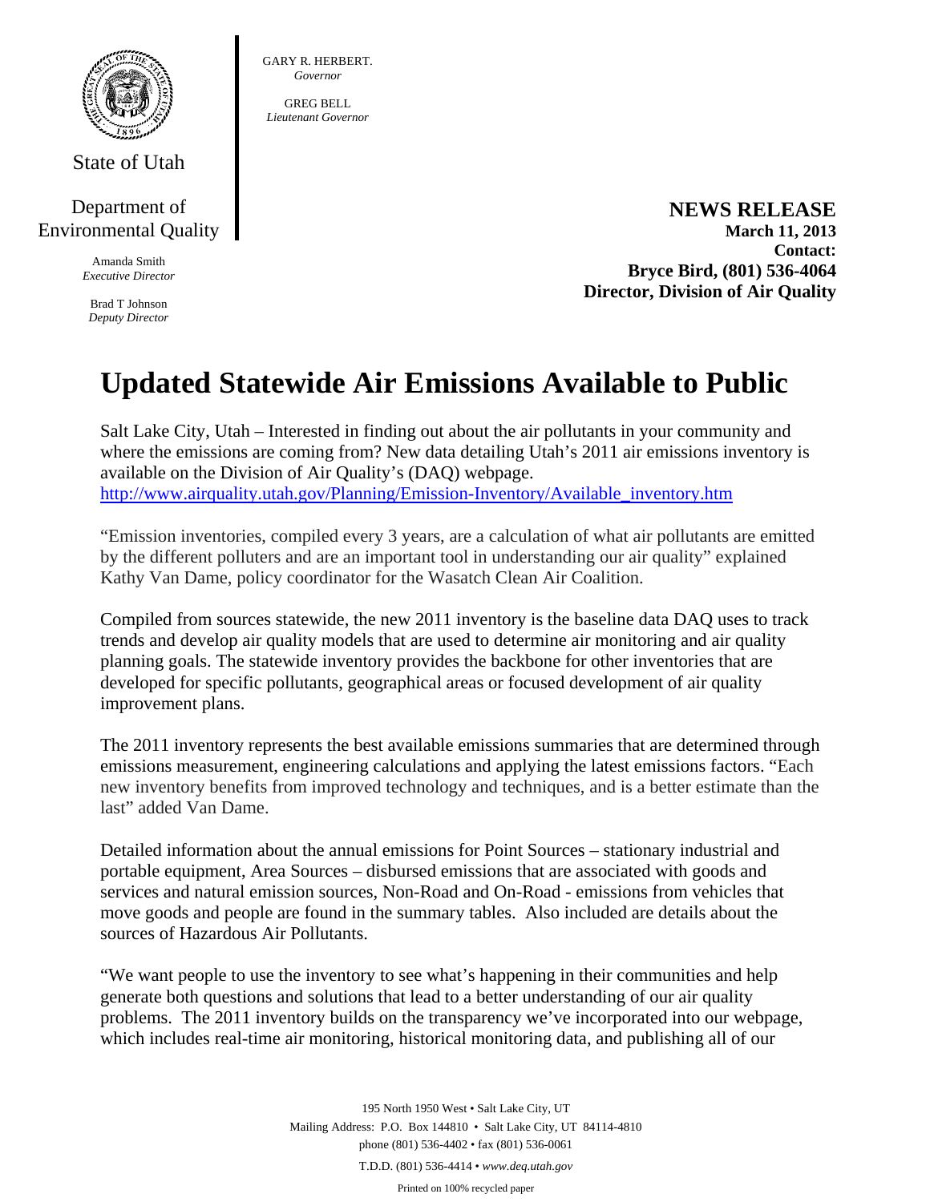State of Utah

Department of Environmental Quality

Amanda Smith
*Executive Director*

Brad T Johnson
*Deputy Director*

GARY R. HERBERT.
*Governor*

GREG BELL
*Lieutenant Governor*

**NEWS RELEASE**
**March 11, 2013**
**Contact:**
**Bryce Bird, (801) 536-4064**
**Director, Division of Air Quality**

# Updated Statewide Air Emissions Available to Public

Salt Lake City, Utah – Interested in finding out about the air pollutants in your community and where the emissions are coming from? New data detailing Utah's 2011 air emissions inventory is available on the Division of Air Quality's (DAQ) webpage. http://www.airquality.utah.gov/Planning/Emission-Inventory/Available_inventory.htm

"Emission inventories, compiled every 3 years, are a calculation of what air pollutants are emitted by the different polluters and are an important tool in understanding our air quality" explained Kathy Van Dame, policy coordinator for the Wasatch Clean Air Coalition.

Compiled from sources statewide, the new 2011 inventory is the baseline data DAQ uses to track trends and develop air quality models that are used to determine air monitoring and air quality planning goals. The statewide inventory provides the backbone for other inventories that are developed for specific pollutants, geographical areas or focused development of air quality improvement plans.

The 2011 inventory represents the best available emissions summaries that are determined through emissions measurement, engineering calculations and applying the latest emissions factors. "Each new inventory benefits from improved technology and techniques, and is a better estimate than the last" added Van Dame.

Detailed information about the annual emissions for Point Sources – stationary industrial and portable equipment, Area Sources – disbursed emissions that are associated with goods and services and natural emission sources, Non-Road and On-Road - emissions from vehicles that move goods and people are found in the summary tables. Also included are details about the sources of Hazardous Air Pollutants.

"We want people to use the inventory to see what's happening in their communities and help generate both questions and solutions that lead to a better understanding of our air quality problems. The 2011 inventory builds on the transparency we've incorporated into our webpage, which includes real-time air monitoring, historical monitoring data, and publishing all of our

195 North 1950 West • Salt Lake City, UT
Mailing Address: P.O. Box 144810 • Salt Lake City, UT 84114-4810
phone (801) 536-4402 • fax (801) 536-0061
T.D.D. (801) 536-4414 • *www.deq.utah.gov*
Printed on 100% recycled paper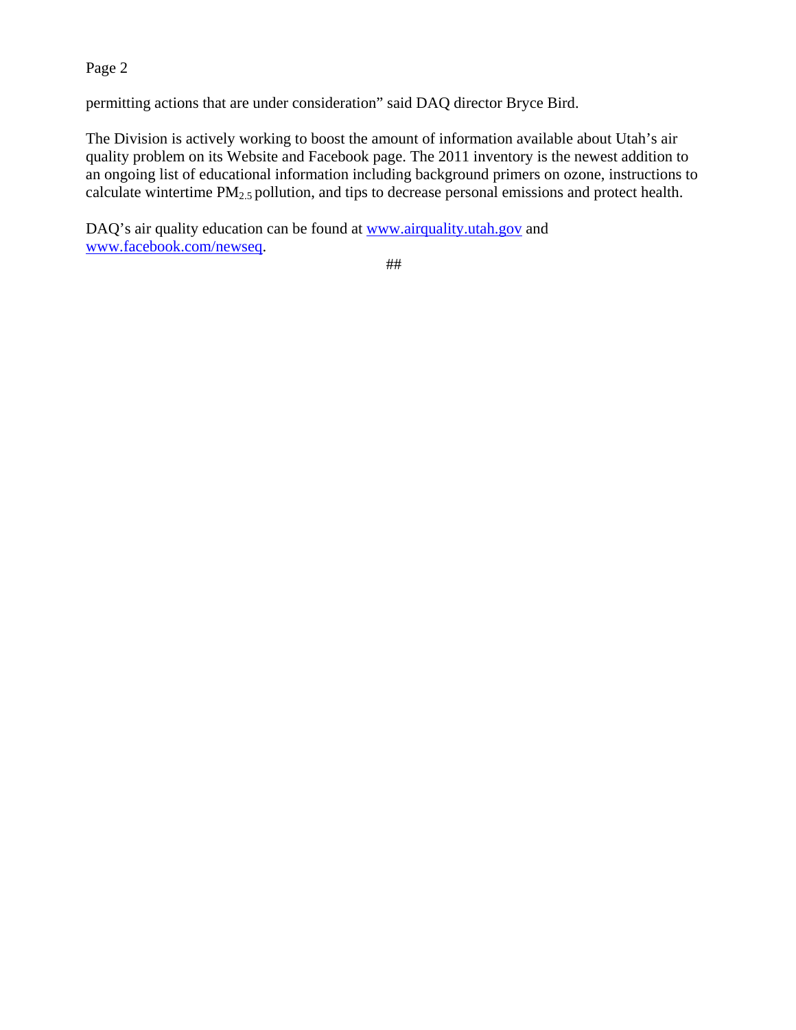permitting actions that are under consideration" said DAQ director Bryce Bird.

The Division is actively working to boost the amount of information available about Utah's air quality problem on its Website and Facebook page. The 2011 inventory is the newest addition to an ongoing list of educational information including background primers on ozone, instructions to calculate wintertime $PM_{2.5}$ pollution, and tips to decrease personal emissions and protect health.

DAQ's air quality education can be found at [www.airquality.utah.gov](http://www.airquality.utah.gov) and [www.facebook.com/newseq](http://www.facebook.com/newseq).

##